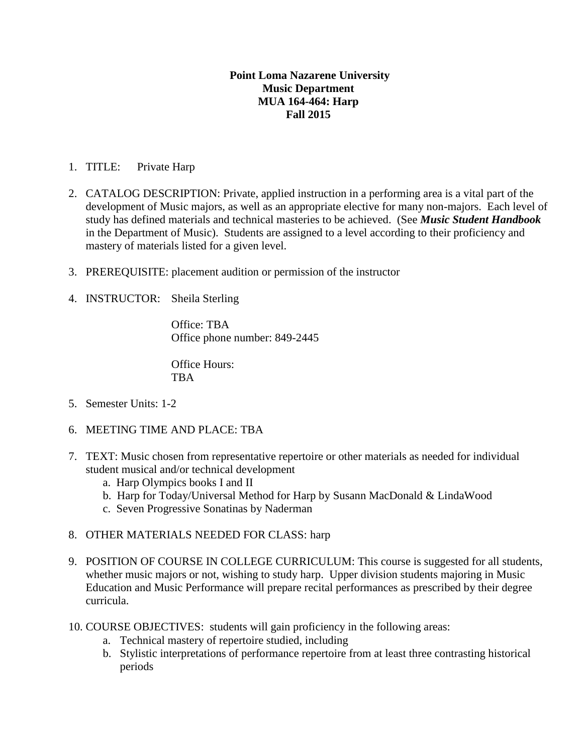**Point Loma Nazarene University**
**Music Department**
**MUA 164-464: Harp**
**Fall 2015**

1. TITLE: Private Harp

2. CATALOG DESCRIPTION: Private, applied instruction in a performing area is a vital part of the development of Music majors, as well as an appropriate elective for many non-majors. Each level of study has defined materials and technical masteries to be achieved. (See ***Music Student Handbook*** in the Department of Music). Students are assigned to a level according to their proficiency and mastery of materials listed for a given level.

3. PREREQUISITE: placement audition or permission of the instructor

4. INSTRUCTOR: Sheila Sterling

   Office: TBA
   Office phone number: 849-2445

   Office Hours:
   TBA

5. Semester Units: 1-2

6. MEETING TIME AND PLACE: TBA

7. TEXT: Music chosen from representative repertoire or other materials as needed for individual student musical and/or technical development
   a. Harp Olympics books I and II
   b. Harp for Today/Universal Method for Harp by Susann MacDonald & LindaWood
   c. Seven Progressive Sonatinas by Naderman

8. OTHER MATERIALS NEEDED FOR CLASS: harp

9. POSITION OF COURSE IN COLLEGE CURRICULUM: This course is suggested for all students, whether music majors or not, wishing to study harp. Upper division students majoring in Music Education and Music Performance will prepare recital performances as prescribed by their degree curricula.

10. COURSE OBJECTIVES: students will gain proficiency in the following areas:
    a. Technical mastery of repertoire studied, including
    b. Stylistic interpretations of performance repertoire from at least three contrasting historical periods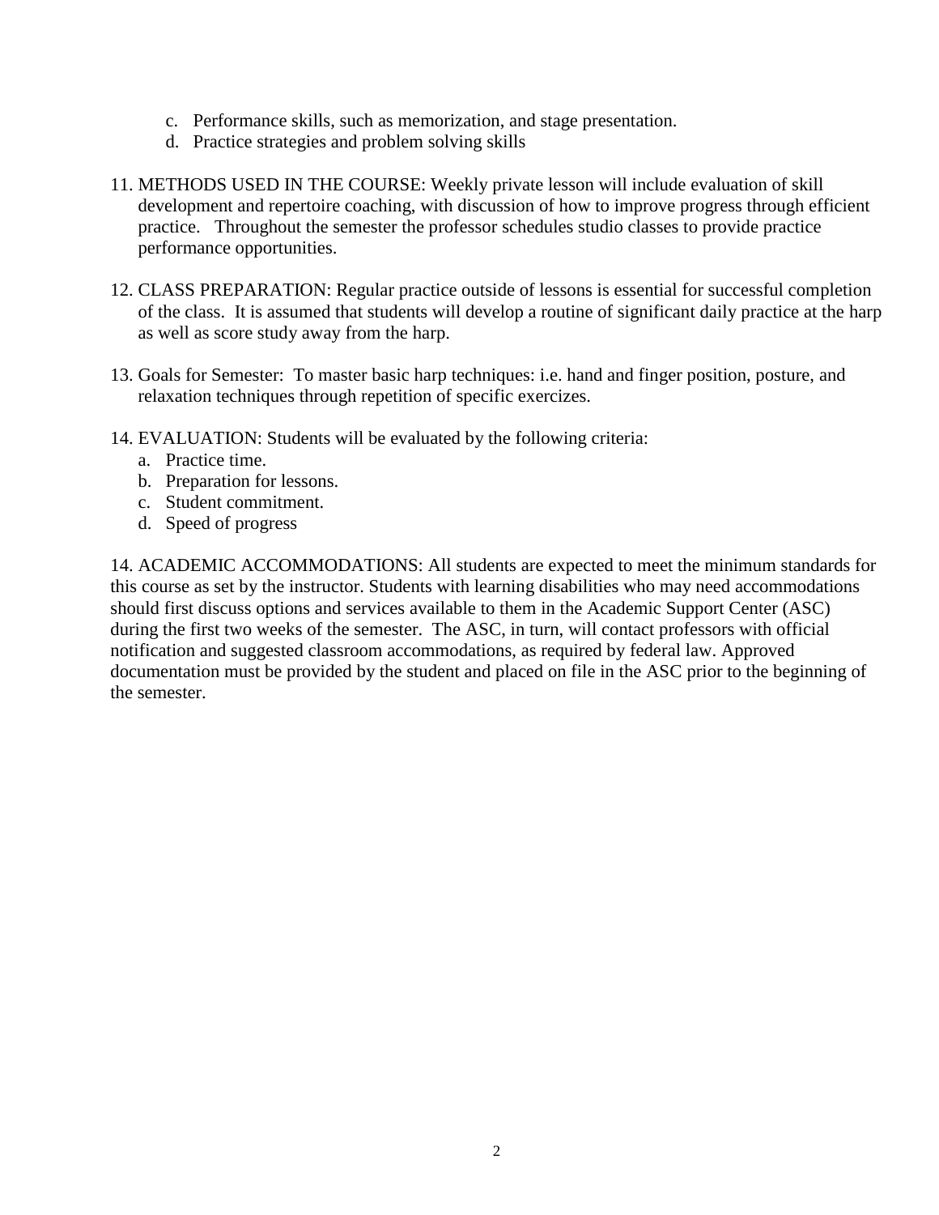c. Performance skills, such as memorization, and stage presentation.
d. Practice strategies and problem solving skills

11. METHODS USED IN THE COURSE: Weekly private lesson will include evaluation of skill development and repertoire coaching, with discussion of how to improve progress through efficient practice. Throughout the semester the professor schedules studio classes to provide practice performance opportunities.

12. CLASS PREPARATION: Regular practice outside of lessons is essential for successful completion of the class. It is assumed that students will develop a routine of significant daily practice at the harp as well as score study away from the harp.

13. Goals for Semester: To master basic harp techniques: i.e. hand and finger position, posture, and relaxation techniques through repetition of specific exercizes.

14. EVALUATION: Students will be evaluated by the following criteria:
   a. Practice time.
   b. Preparation for lessons.
   c. Student commitment.
   d. Speed of progress

14. ACADEMIC ACCOMMODATIONS: All students are expected to meet the minimum standards for this course as set by the instructor. Students with learning disabilities who may need accommodations should first discuss options and services available to them in the Academic Support Center (ASC) during the first two weeks of the semester. The ASC, in turn, will contact professors with official notification and suggested classroom accommodations, as required by federal law. Approved documentation must be provided by the student and placed on file in the ASC prior to the beginning of the semester.